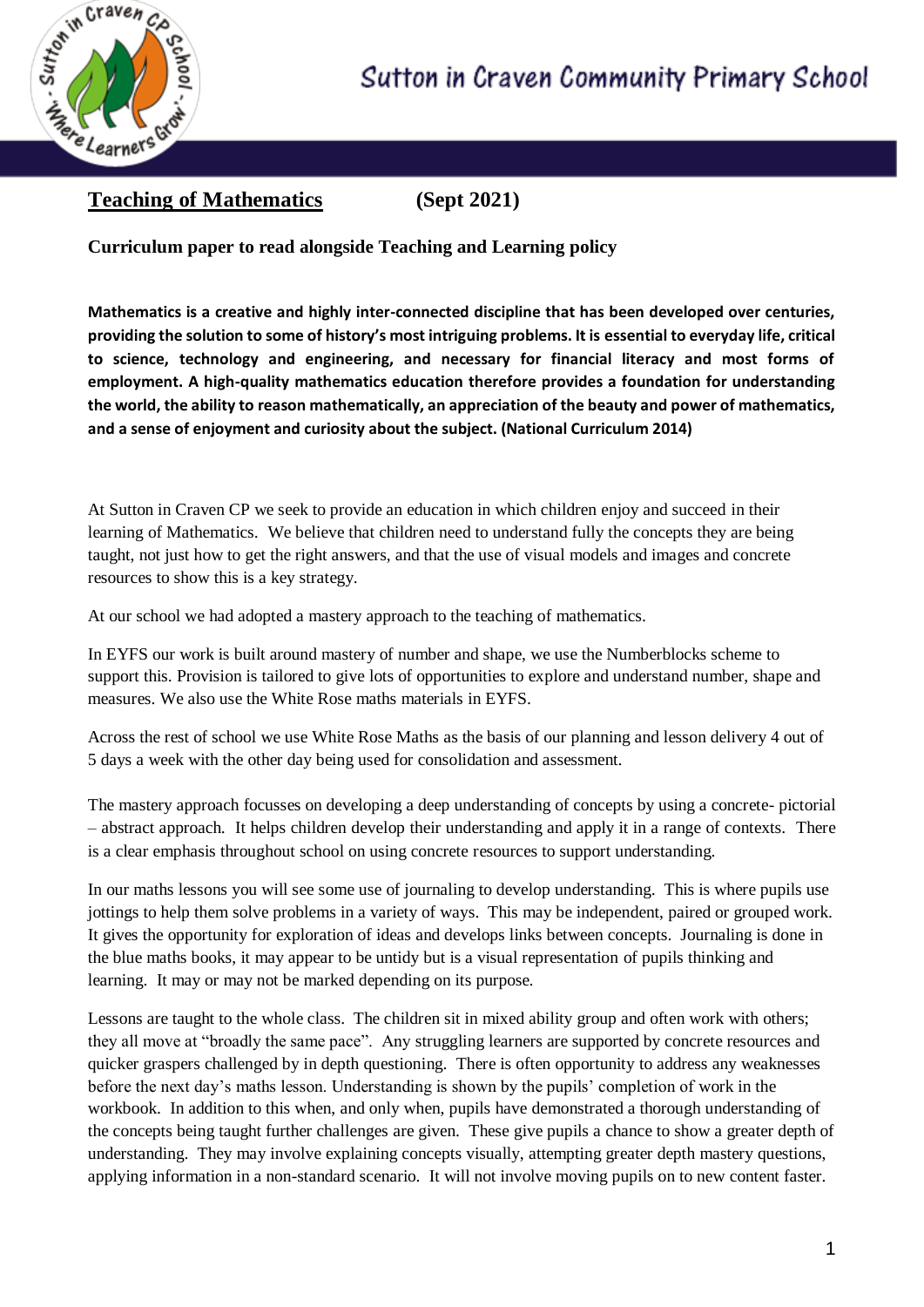# Sutton in Craven Community Primary School

## Teaching of Mathematics (Sept 2021)

**Curriculum paper to read alongside Teaching and Learning policy**

**Mathematics is a creative and highly inter-connected discipline that has been developed over centuries, providing the solution to some of history's most intriguing problems. It is essential to everyday life, critical to science, technology and engineering, and necessary for financial literacy and most forms of employment. A high-quality mathematics education therefore provides a foundation for understanding the world, the ability to reason mathematically, an appreciation of the beauty and power of mathematics, and a sense of enjoyment and curiosity about the subject. (National Curriculum 2014)**

At Sutton in Craven CP we seek to provide an education in which children enjoy and succeed in their learning of Mathematics. We believe that children need to understand fully the concepts they are being taught, not just how to get the right answers, and that the use of visual models and images and concrete resources to show this is a key strategy.

At our school we had adopted a mastery approach to the teaching of mathematics.

In EYFS our work is built around mastery of number and shape, we use the Numberblocks scheme to support this. Provision is tailored to give lots of opportunities to explore and understand number, shape and measures. We also use the White Rose maths materials in EYFS.

Across the rest of school we use White Rose Maths as the basis of our planning and lesson delivery 4 out of 5 days a week with the other day being used for consolidation and assessment.

The mastery approach focusses on developing a deep understanding of concepts by using a concrete- pictorial – abstract approach. It helps children develop their understanding and apply it in a range of contexts. There is a clear emphasis throughout school on using concrete resources to support understanding.

In our maths lessons you will see some use of journaling to develop understanding. This is where pupils use jottings to help them solve problems in a variety of ways. This may be independent, paired or grouped work. It gives the opportunity for exploration of ideas and develops links between concepts. Journaling is done in the blue maths books, it may appear to be untidy but is a visual representation of pupils thinking and learning. It may or may not be marked depending on its purpose.

Lessons are taught to the whole class. The children sit in mixed ability group and often work with others; they all move at "broadly the same pace". Any struggling learners are supported by concrete resources and quicker graspers challenged by in depth questioning. There is often opportunity to address any weaknesses before the next day's maths lesson. Understanding is shown by the pupils' completion of work in the workbook. In addition to this when, and only when, pupils have demonstrated a thorough understanding of the concepts being taught further challenges are given. These give pupils a chance to show a greater depth of understanding. They may involve explaining concepts visually, attempting greater depth mastery questions, applying information in a non-standard scenario. It will not involve moving pupils on to new content faster.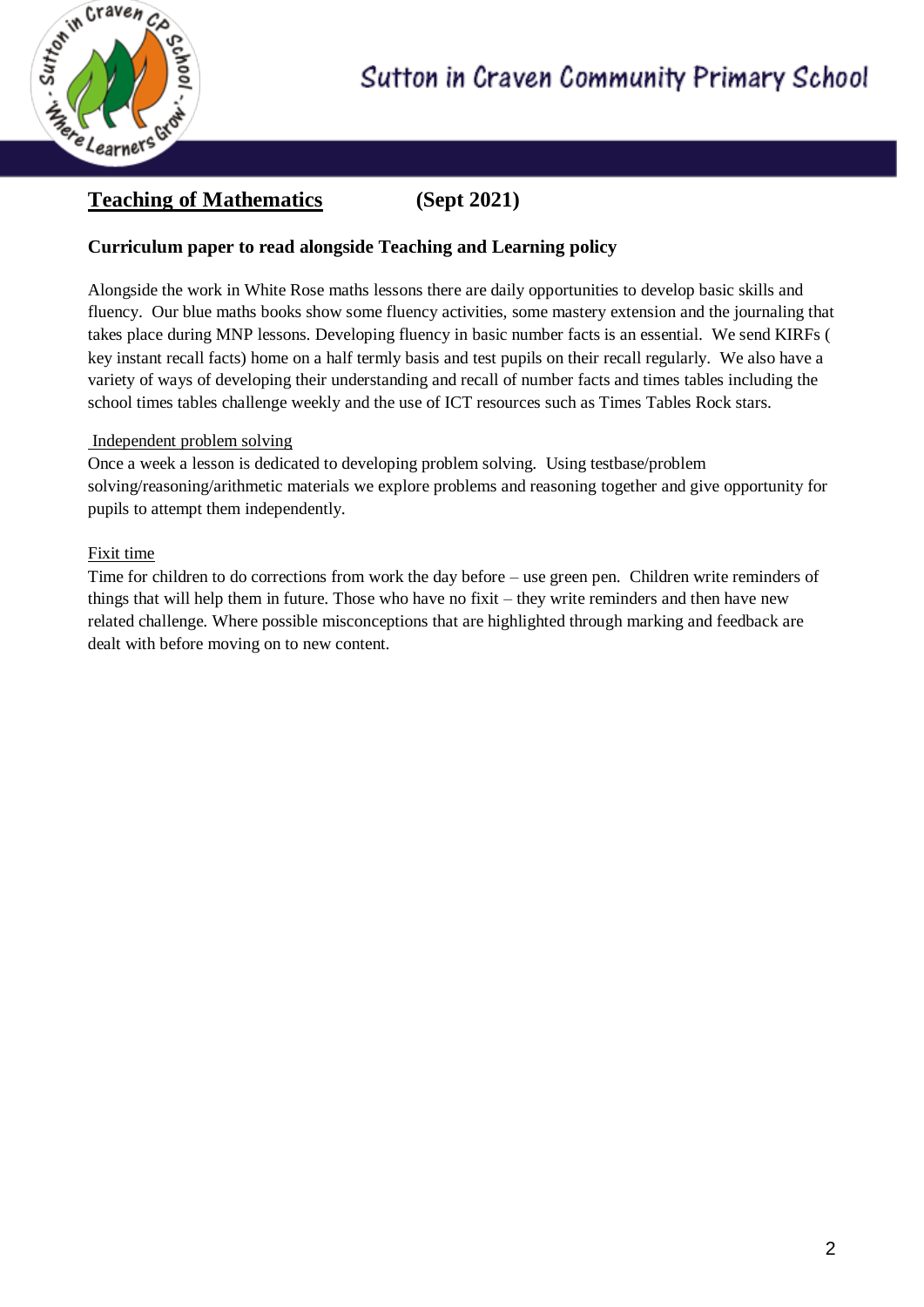Sutton in Craven Community Primary School

## Teaching of Mathematics (Sept 2021)

**Curriculum paper to read alongside Teaching and Learning policy**

Alongside the work in White Rose maths lessons there are daily opportunities to develop basic skills and fluency. Our blue maths books show some fluency activities, some mastery extension and the journaling that takes place during MNP lessons. Developing fluency in basic number facts is an essential. We send KIRFs ( key instant recall facts) home on a half termly basis and test pupils on their recall regularly. We also have a variety of ways of developing their understanding and recall of number facts and times tables including the school times tables challenge weekly and the use of ICT resources such as Times Tables Rock stars.

Independent problem solving

Once a week a lesson is dedicated to developing problem solving. Using testbase/problem solving/reasoning/arithmetic materials we explore problems and reasoning together and give opportunity for pupils to attempt them independently.

Fixit time

Time for children to do corrections from work the day before – use green pen. Children write reminders of things that will help them in future. Those who have no fixit – they write reminders and then have new related challenge. Where possible misconceptions that are highlighted through marking and feedback are dealt with before moving on to new content.